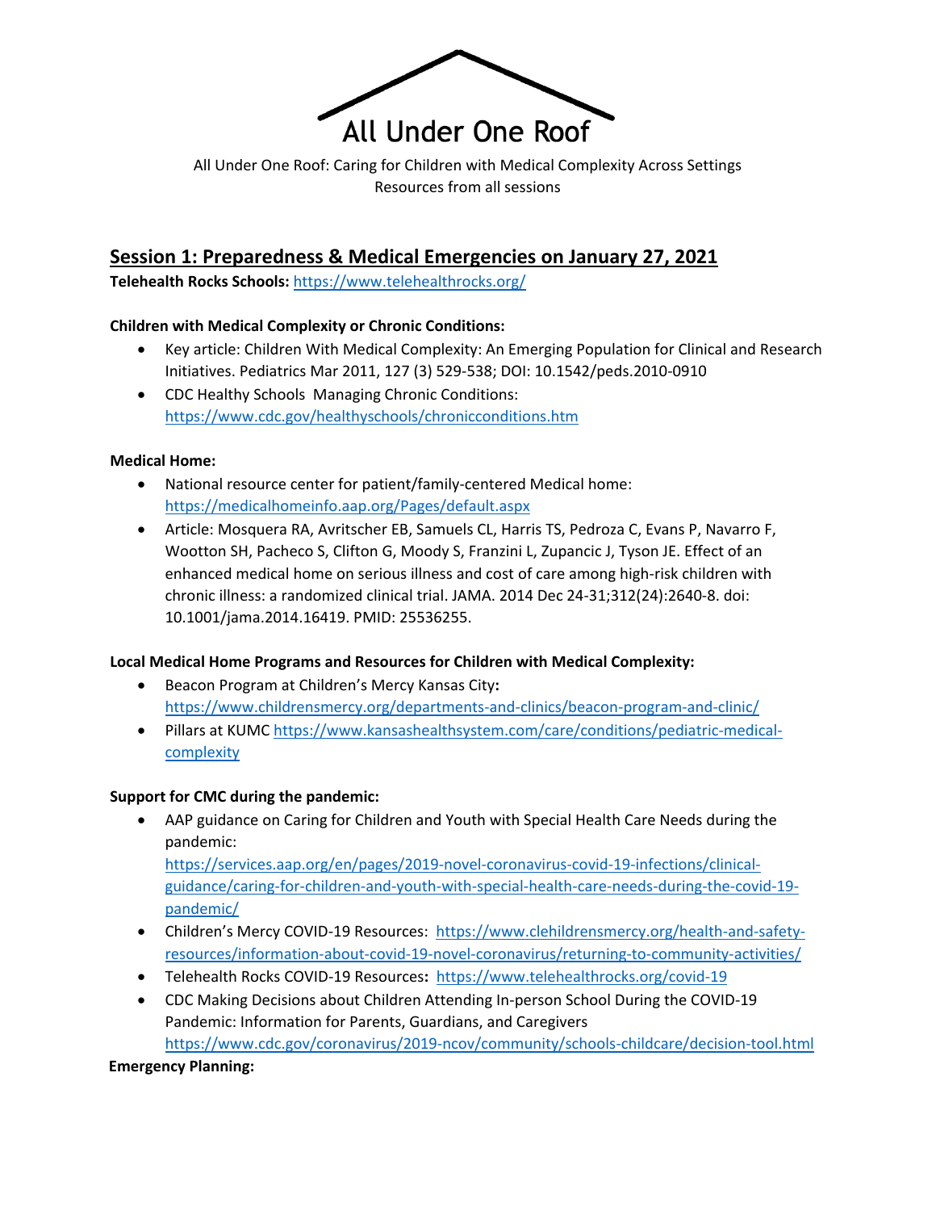# All Under One Roof

All Under One Roof: Caring for Children with Medical Complexity Across Settings
Resources from all sessions

## Session 1: Preparedness & Medical Emergencies on January 27, 2021

**Telehealth Rocks Schools:** https://www.telehealthrocks.org/

**Children with Medical Complexity or Chronic Conditions:**

- Key article: Children With Medical Complexity: An Emerging Population for Clinical and Research Initiatives. Pediatrics Mar 2011, 127 (3) 529-538; DOI: 10.1542/peds.2010-0910
- CDC Healthy Schools Managing Chronic Conditions: https://www.cdc.gov/healthyschools/chronicconditions.htm

**Medical Home:**

- National resource center for patient/family-centered Medical home: https://medicalhomeinfo.aap.org/Pages/default.aspx
- Article: Mosquera RA, Avritscher EB, Samuels CL, Harris TS, Pedroza C, Evans P, Navarro F, Wootton SH, Pacheco S, Clifton G, Moody S, Franzini L, Zupancic J, Tyson JE. Effect of an enhanced medical home on serious illness and cost of care among high-risk children with chronic illness: a randomized clinical trial. JAMA. 2014 Dec 24-31;312(24):2640-8. doi: 10.1001/jama.2014.16419. PMID: 25536255.

**Local Medical Home Programs and Resources for Children with Medical Complexity:**

- Beacon Program at Children's Mercy Kansas City**:** https://www.childrensmercy.org/departments-and-clinics/beacon-program-and-clinic/
- Pillars at KUMC https://www.kansashealthsystem.com/care/conditions/pediatric-medical-complexity

**Support for CMC during the pandemic:**

- AAP guidance on Caring for Children and Youth with Special Health Care Needs during the pandemic: https://services.aap.org/en/pages/2019-novel-coronavirus-covid-19-infections/clinical-guidance/caring-for-children-and-youth-with-special-health-care-needs-during-the-covid-19-pandemic/
- Children's Mercy COVID-19 Resources: https://www.clehildrensmercy.org/health-and-safety-resources/information-about-covid-19-novel-coronavirus/returning-to-community-activities/
- Telehealth Rocks COVID-19 Resources**:** https://www.telehealthrocks.org/covid-19
- CDC Making Decisions about Children Attending In-person School During the COVID-19 Pandemic: Information for Parents, Guardians, and Caregivers https://www.cdc.gov/coronavirus/2019-ncov/community/schools-childcare/decision-tool.html

**Emergency Planning:**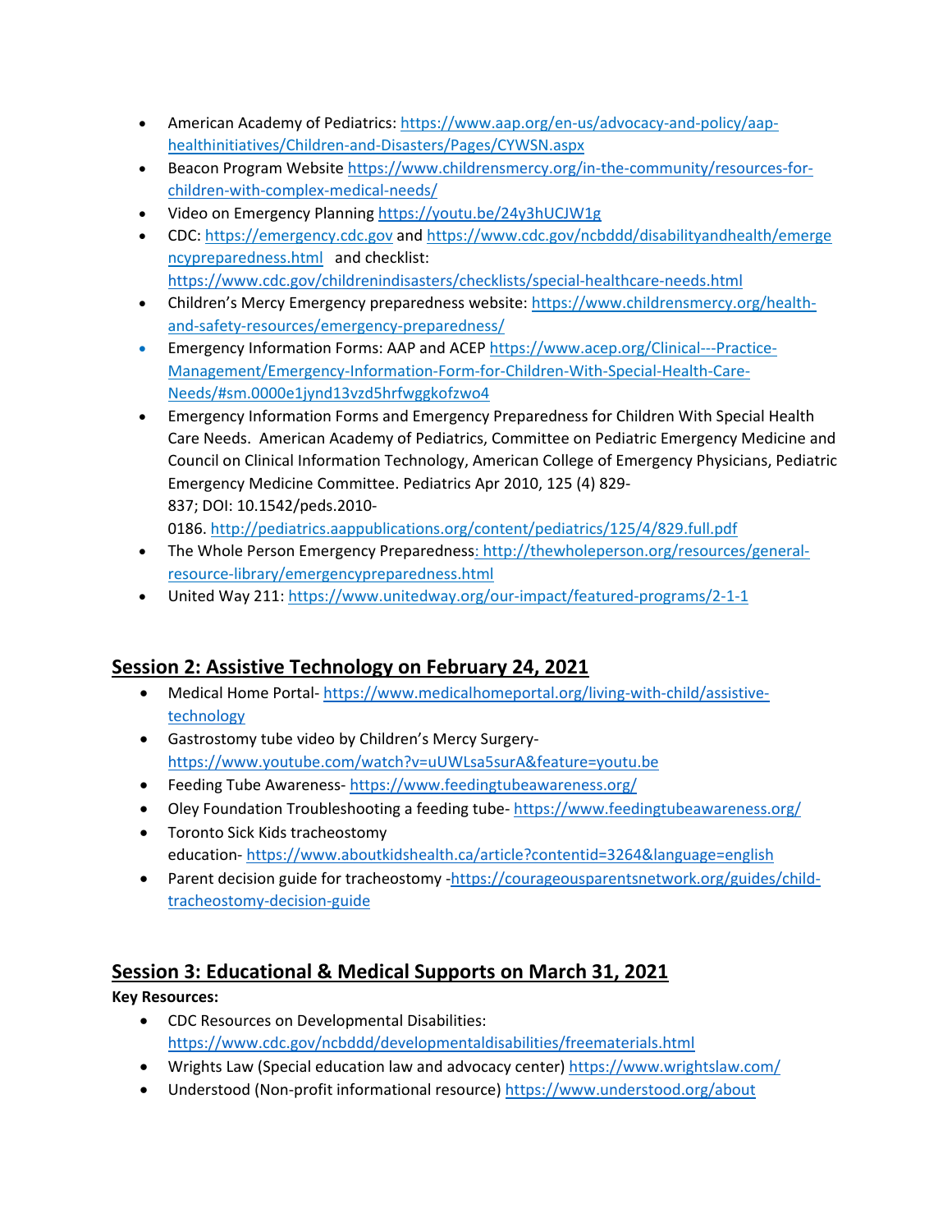- American Academy of Pediatrics: https://www.aap.org/en-us/advocacy-and-policy/aap-healthinitiatives/Children-and-Disasters/Pages/CYWSN.aspx
- Beacon Program Website https://www.childrensmercy.org/in-the-community/resources-for-children-with-complex-medical-needs/
- Video on Emergency Planning https://youtu.be/24y3hUCJW1g
- CDC: https://emergency.cdc.gov and https://www.cdc.gov/ncbddd/disabilityandhealth/emergencypreparedness.html and checklist: https://www.cdc.gov/childrenindisasters/checklists/special-healthcare-needs.html
- Children's Mercy Emergency preparedness website: https://www.childrensmercy.org/health-and-safety-resources/emergency-preparedness/
- Emergency Information Forms: AAP and ACEP https://www.acep.org/Clinical---Practice-Management/Emergency-Information-Form-for-Children-With-Special-Health-Care-Needs/#sm.0000e1jynd13vzd5hrfwggkofzwo4
- Emergency Information Forms and Emergency Preparedness for Children With Special Health Care Needs. American Academy of Pediatrics, Committee on Pediatric Emergency Medicine and Council on Clinical Information Technology, American College of Emergency Physicians, Pediatric Emergency Medicine Committee. Pediatrics Apr 2010, 125 (4) 829-837; DOI: 10.1542/peds.2010-0186. http://pediatrics.aappublications.org/content/pediatrics/125/4/829.full.pdf
- The Whole Person Emergency Preparedness: http://thewholeperson.org/resources/general-resource-library/emergencypreparedness.html
- United Way 211: https://www.unitedway.org/our-impact/featured-programs/2-1-1

## Session 2: Assistive Technology on February 24, 2021

- Medical Home Portal- https://www.medicalhomeportal.org/living-with-child/assistive-technology
- Gastrostomy tube video by Children's Mercy Surgery- https://www.youtube.com/watch?v=uUWLsa5surA&feature=youtu.be
- Feeding Tube Awareness- https://www.feedingtubeawareness.org/
- Oley Foundation Troubleshooting a feeding tube- https://www.feedingtubeawareness.org/
- Toronto Sick Kids tracheostomy education- https://www.aboutkidshealth.ca/article?contentid=3264&language=english
- Parent decision guide for tracheostomy -https://courageousparentsnetwork.org/guides/child-tracheostomy-decision-guide

## Session 3: Educational & Medical Supports on March 31, 2021

**Key Resources:**

- CDC Resources on Developmental Disabilities: https://www.cdc.gov/ncbddd/developmentaldisabilities/freematerials.html
- Wrights Law (Special education law and advocacy center) https://www.wrightslaw.com/
- Understood (Non-profit informational resource) https://www.understood.org/about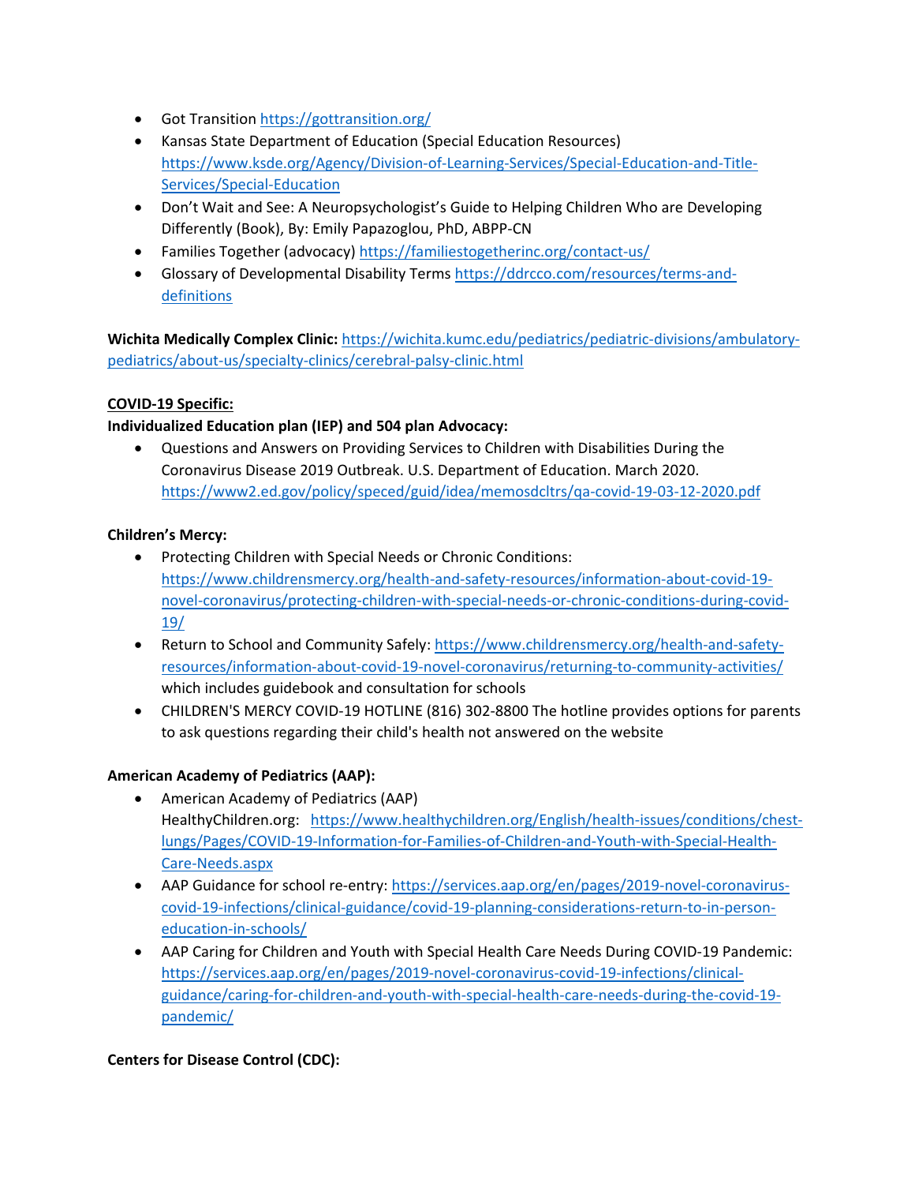- Got Transition https://gottransition.org/
- Kansas State Department of Education (Special Education Resources) https://www.ksde.org/Agency/Division-of-Learning-Services/Special-Education-and-Title-Services/Special-Education
- Don't Wait and See: A Neuropsychologist's Guide to Helping Children Who are Developing Differently (Book), By: Emily Papazoglou, PhD, ABPP-CN
- Families Together (advocacy) https://familiestogetherinc.org/contact-us/
- Glossary of Developmental Disability Terms https://ddrcco.com/resources/terms-and-definitions

**Wichita Medically Complex Clinic:** https://wichita.kumc.edu/pediatrics/pediatric-divisions/ambulatory-pediatrics/about-us/specialty-clinics/cerebral-palsy-clinic.html

**COVID-19 Specific:**

**Individualized Education plan (IEP) and 504 plan Advocacy:**

- Questions and Answers on Providing Services to Children with Disabilities During the Coronavirus Disease 2019 Outbreak. U.S. Department of Education. March 2020. https://www2.ed.gov/policy/speced/guid/idea/memosdcltrs/qa-covid-19-03-12-2020.pdf

**Children's Mercy:**

- Protecting Children with Special Needs or Chronic Conditions: https://www.childrensmercy.org/health-and-safety-resources/information-about-covid-19-novel-coronavirus/protecting-children-with-special-needs-or-chronic-conditions-during-covid-19/
- Return to School and Community Safely: https://www.childrensmercy.org/health-and-safety-resources/information-about-covid-19-novel-coronavirus/returning-to-community-activities/ which includes guidebook and consultation for schools
- CHILDREN'S MERCY COVID-19 HOTLINE (816) 302-8800 The hotline provides options for parents to ask questions regarding their child's health not answered on the website

**American Academy of Pediatrics (AAP):**

- American Academy of Pediatrics (AAP) HealthyChildren.org: https://www.healthychildren.org/English/health-issues/conditions/chest-lungs/Pages/COVID-19-Information-for-Families-of-Children-and-Youth-with-Special-Health-Care-Needs.aspx
- AAP Guidance for school re-entry: https://services.aap.org/en/pages/2019-novel-coronavirus-covid-19-infections/clinical-guidance/covid-19-planning-considerations-return-to-in-person-education-in-schools/
- AAP Caring for Children and Youth with Special Health Care Needs During COVID-19 Pandemic: https://services.aap.org/en/pages/2019-novel-coronavirus-covid-19-infections/clinical-guidance/caring-for-children-and-youth-with-special-health-care-needs-during-the-covid-19-pandemic/

**Centers for Disease Control (CDC):**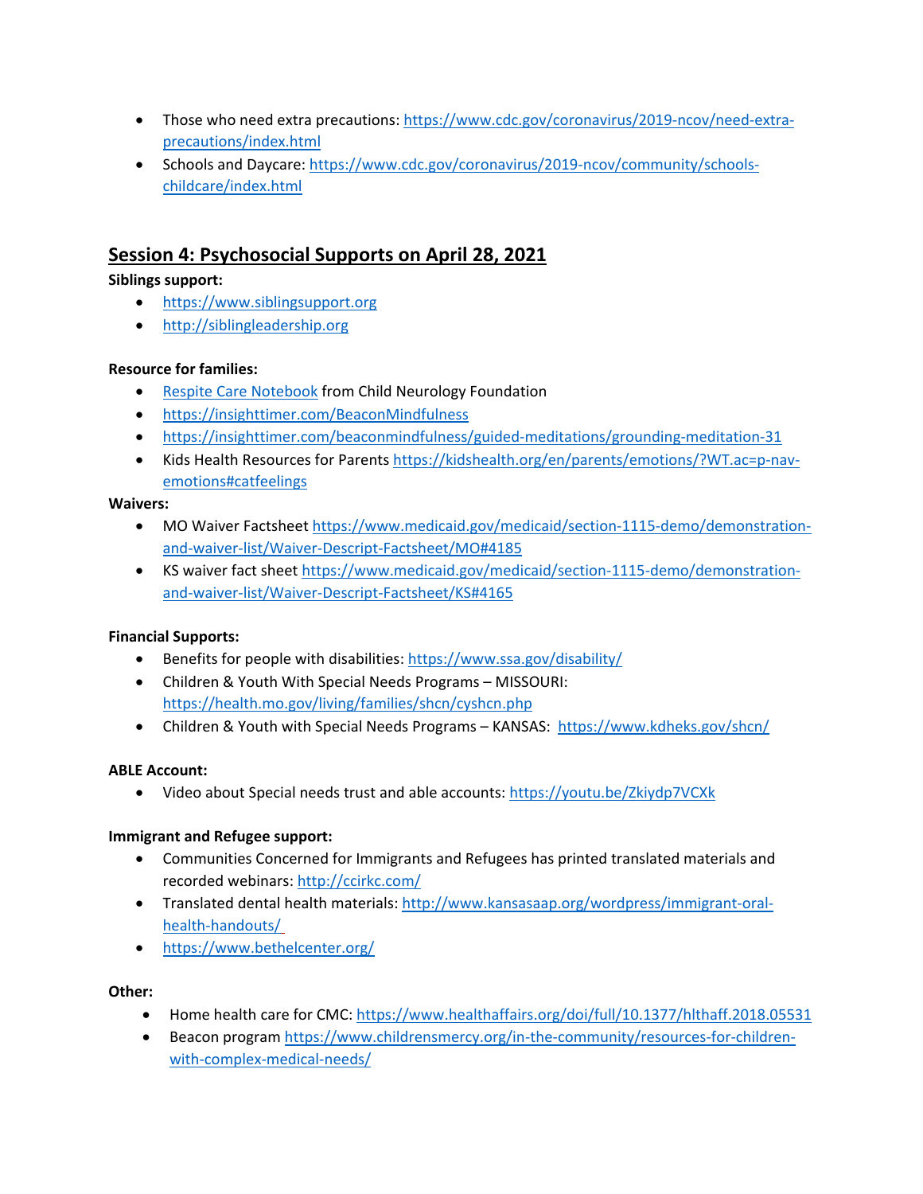- Those who need extra precautions: https://www.cdc.gov/coronavirus/2019-ncov/need-extra-precautions/index.html
- Schools and Daycare: https://www.cdc.gov/coronavirus/2019-ncov/community/schools-childcare/index.html

## Session 4: Psychosocial Supports on April 28, 2021

**Siblings support:**

- https://www.siblingsupport.org
- http://siblingleadership.org

**Resource for families:**

- Respite Care Notebook from Child Neurology Foundation
- https://insighttimer.com/BeaconMindfulness
- https://insighttimer.com/beaconmindfulness/guided-meditations/grounding-meditation-31
- Kids Health Resources for Parents https://kidshealth.org/en/parents/emotions/?WT.ac=p-nav-emotions#catfeelings

**Waivers:**

- MO Waiver Factsheet https://www.medicaid.gov/medicaid/section-1115-demo/demonstration-and-waiver-list/Waiver-Descript-Factsheet/MO#4185
- KS waiver fact sheet https://www.medicaid.gov/medicaid/section-1115-demo/demonstration-and-waiver-list/Waiver-Descript-Factsheet/KS#4165

**Financial Supports:**

- Benefits for people with disabilities: https://www.ssa.gov/disability/
- Children & Youth With Special Needs Programs – MISSOURI: https://health.mo.gov/living/families/shcn/cyshcn.php
- Children & Youth with Special Needs Programs – KANSAS: https://www.kdheks.gov/shcn/

**ABLE Account:**

- Video about Special needs trust and able accounts: https://youtu.be/Zkiydp7VCXk

**Immigrant and Refugee support:**

- Communities Concerned for Immigrants and Refugees has printed translated materials and recorded webinars: http://ccirkc.com/
- Translated dental health materials: http://www.kansasaap.org/wordpress/immigrant-oral-health-handouts/
- https://www.bethelcenter.org/

**Other:**

- Home health care for CMC: https://www.healthaffairs.org/doi/full/10.1377/hlthaff.2018.05531
- Beacon program https://www.childrensmercy.org/in-the-community/resources-for-children-with-complex-medical-needs/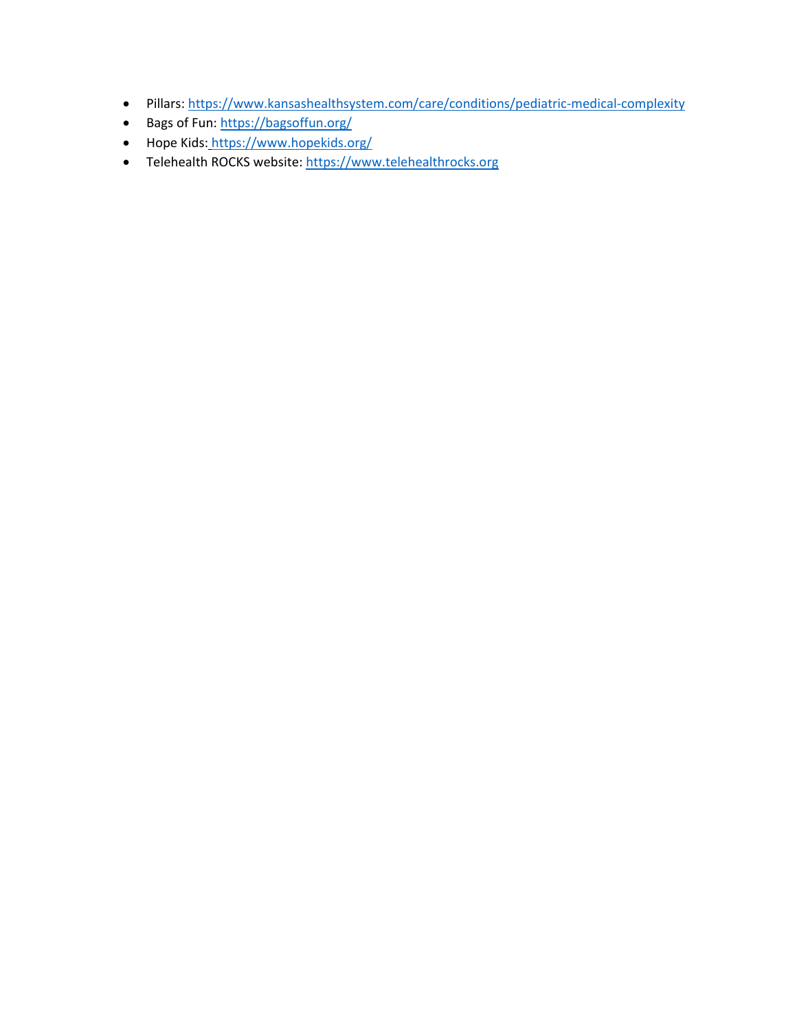- Pillars: https://www.kansashealthsystem.com/care/conditions/pediatric-medical-complexity
- Bags of Fun: https://bagsoffun.org/
- Hope Kids: https://www.hopekids.org/
- Telehealth ROCKS website: https://www.telehealthrocks.org